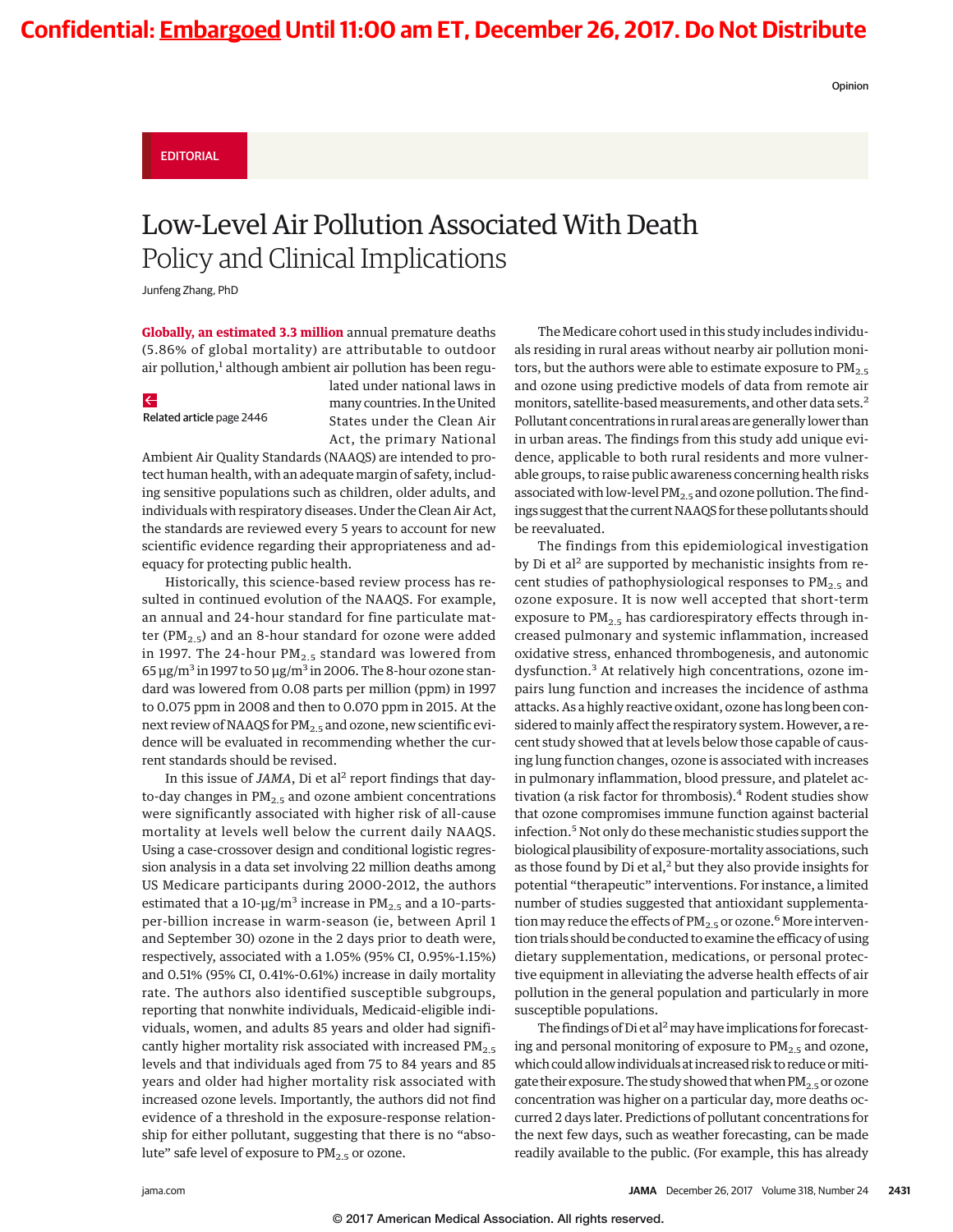Confidential: Embargoed Until 11:00 am ET, December 26, 2017. Do Not Distribute

Opinion

EDITORIAL

# Low-Level Air Pollution Associated With Death
## Policy and Clinical Implications

Junfeng Zhang, PhD

Related article page 2446

**Globally, an estimated 3.3 million** annual premature deaths (5.86% of global mortality) are attributable to outdoor air pollution,[1] although ambient air pollution has been regulated under national laws in many countries. In the United States under the Clean Air Act, the primary National Ambient Air Quality Standards (NAAQS) are intended to protect human health, with an adequate margin of safety, including sensitive populations such as children, older adults, and individuals with respiratory diseases. Under the Clean Air Act, the standards are reviewed every 5 years to account for new scientific evidence regarding their appropriateness and adequacy for protecting public health.

Historically, this science-based review process has resulted in continued evolution of the NAAQS. For example, an annual and 24-hour standard for fine particulate matter ($PM_{2.5}$) and an 8-hour standard for ozone were added in 1997. The 24-hour $PM_{2.5}$ standard was lowered from 65 μg/m$^3$ in 1997 to 50 μg/m$^3$ in 2006. The 8-hour ozone standard was lowered from 0.08 parts per million (ppm) in 1997 to 0.075 ppm in 2008 and then to 0.070 ppm in 2015. At the next review of NAAQS for $PM_{2.5}$ and ozone, new scientific evidence will be evaluated in recommending whether the current standards should be revised.

In this issue of *JAMA*, Di et al[2] report findings that day-to-day changes in $PM_{2.5}$ and ozone ambient concentrations were significantly associated with higher risk of all-cause mortality at levels well below the current daily NAAQS. Using a case-crossover design and conditional logistic regression analysis in a data set involving 22 million deaths among US Medicare participants during 2000-2012, the authors estimated that a 10-μg/m$^3$ increase in $PM_{2.5}$ and a 10-parts-per-billion increase in warm-season (ie, between April 1 and September 30) ozone in the 2 days prior to death were, respectively, associated with a 1.05% (95% CI, 0.95%-1.15%) and 0.51% (95% CI, 0.41%-0.61%) increase in daily mortality rate. The authors also identified susceptible subgroups, reporting that nonwhite individuals, Medicaid-eligible individuals, women, and adults 85 years and older had significantly higher mortality risk associated with increased $PM_{2.5}$ levels and that individuals aged from 75 to 84 years and 85 years and older had higher mortality risk associated with increased ozone levels. Importantly, the authors did not find evidence of a threshold in the exposure-response relationship for either pollutant, suggesting that there is no "absolute" safe level of exposure to $PM_{2.5}$ or ozone.

The Medicare cohort used in this study includes individuals residing in rural areas without nearby air pollution monitors, but the authors were able to estimate exposure to $PM_{2.5}$ and ozone using predictive models of data from remote air monitors, satellite-based measurements, and other data sets.[2] Pollutant concentrations in rural areas are generally lower than in urban areas. The findings from this study add unique evidence, applicable to both rural residents and more vulnerable groups, to raise public awareness concerning health risks associated with low-level $PM_{2.5}$ and ozone pollution. The findings suggest that the current NAAQS for these pollutants should be reevaluated.

The findings from this epidemiological investigation by Di et al[2] are supported by mechanistic insights from recent studies of pathophysiological responses to $PM_{2.5}$ and ozone exposure. It is now well accepted that short-term exposure to $PM_{2.5}$ has cardiorespiratory effects through increased pulmonary and systemic inflammation, increased oxidative stress, enhanced thrombogenesis, and autonomic dysfunction.[3] At relatively high concentrations, ozone impairs lung function and increases the incidence of asthma attacks. As a highly reactive oxidant, ozone has long been considered to mainly affect the respiratory system. However, a recent study showed that at levels below those capable of causing lung function changes, ozone is associated with increases in pulmonary inflammation, blood pressure, and platelet activation (a risk factor for thrombosis).[4] Rodent studies show that ozone compromises immune function against bacterial infection.[5] Not only do these mechanistic studies support the biological plausibility of exposure-mortality associations, such as those found by Di et al,[2] but they also provide insights for potential "therapeutic" interventions. For instance, a limited number of studies suggested that antioxidant supplementation may reduce the effects of $PM_{2.5}$ or ozone.[6] More intervention trials should be conducted to examine the efficacy of using dietary supplementation, medications, or personal protective equipment in alleviating the adverse health effects of air pollution in the general population and particularly in more susceptible populations.

The findings of Di et al[2] may have implications for forecasting and personal monitoring of exposure to $PM_{2.5}$ and ozone, which could allow individuals at increased risk to reduce or mitigate their exposure. The study showed that when $PM_{2.5}$ or ozone concentration was higher on a particular day, more deaths occurred 2 days later. Predictions of pollutant concentrations for the next few days, such as weather forecasting, can be made readily available to the public. (For example, this has already

© 2017 American Medical Association. All rights reserved.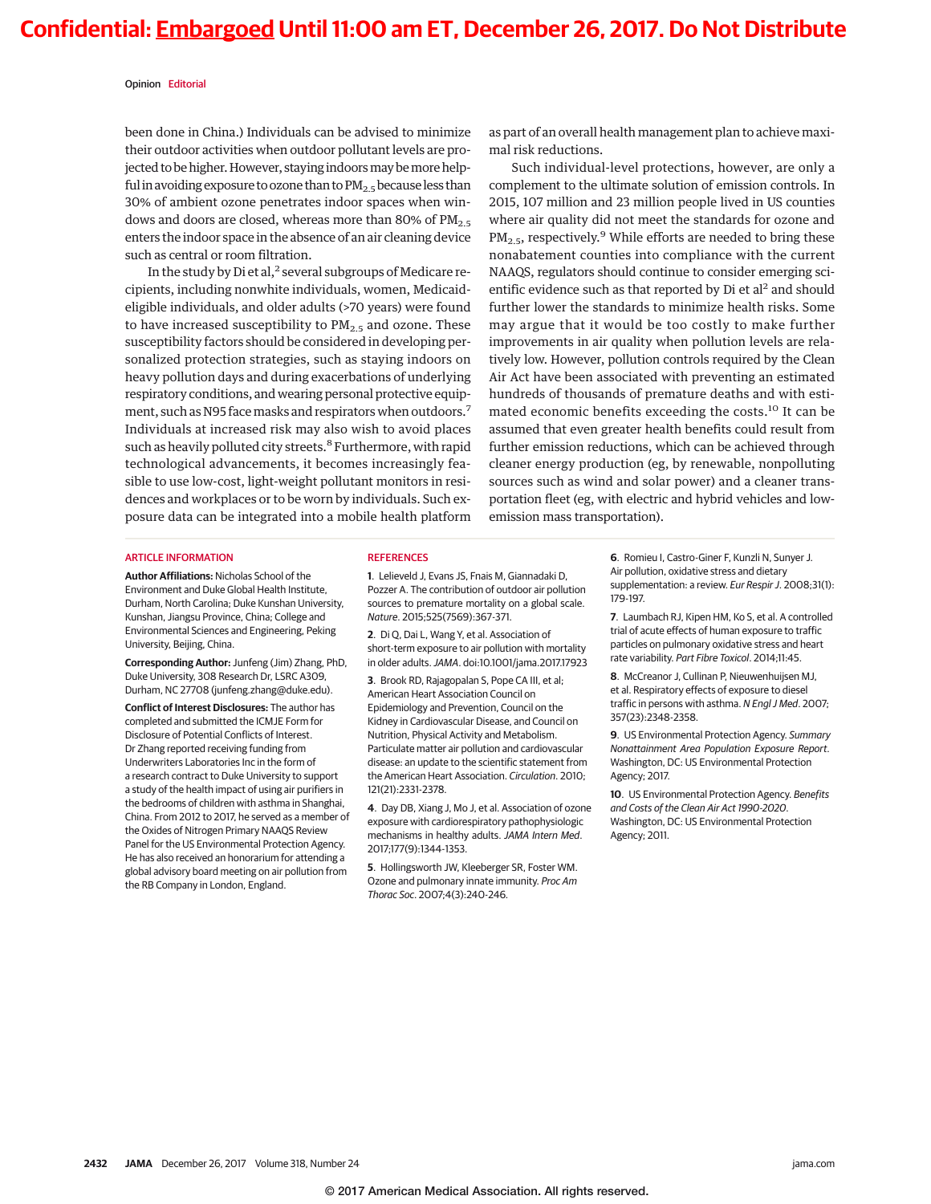been done in China.) Individuals can be advised to minimize their outdoor activities when outdoor pollutant levels are projected to be higher. However, staying indoors may be more helpful in avoiding exposure to ozone than to $PM_{2.5}$ because less than 30% of ambient ozone penetrates indoor spaces when windows and doors are closed, whereas more than 80% of $PM_{2.5}$ enters the indoor space in the absence of an air cleaning device such as central or room filtration.

In the study by Di et al,[2] several subgroups of Medicare recipients, including nonwhite individuals, women, Medicaid-eligible individuals, and older adults (>70 years) were found to have increased susceptibility to $PM_{2.5}$ and ozone. These susceptibility factors should be considered in developing personalized protection strategies, such as staying indoors on heavy pollution days and during exacerbations of underlying respiratory conditions, and wearing personal protective equipment, such as N95 face masks and respirators when outdoors.[7] Individuals at increased risk may also wish to avoid places such as heavily polluted city streets.[8] Furthermore, with rapid technological advancements, it becomes increasingly feasible to use low-cost, light-weight pollutant monitors in residences and workplaces or to be worn by individuals. Such exposure data can be integrated into a mobile health platform as part of an overall health management plan to achieve maximal risk reductions.

Such individual-level protections, however, are only a complement to the ultimate solution of emission controls. In 2015, 107 million and 23 million people lived in US counties where air quality did not meet the standards for ozone and $PM_{2.5}$, respectively.[9] While efforts are needed to bring these nonabatement counties into compliance with the current NAAQS, regulators should continue to consider emerging scientific evidence such as that reported by Di et al[2] and should further lower the standards to minimize health risks. Some may argue that it would be too costly to make further improvements in air quality when pollution levels are relatively low. However, pollution controls required by the Clean Air Act have been associated with preventing an estimated hundreds of thousands of premature deaths and with estimated economic benefits exceeding the costs.[10] It can be assumed that even greater health benefits could result from further emission reductions, which can be achieved through cleaner energy production (eg, by renewable, nonpolluting sources such as wind and solar power) and a cleaner transportation fleet (eg, with electric and hybrid vehicles and low-emission mass transportation).

## ARTICLE INFORMATION

**Author Affiliations:** Nicholas School of the Environment and Duke Global Health Institute, Durham, North Carolina; Duke Kunshan University, Kunshan, Jiangsu Province, China; College and Environmental Sciences and Engineering, Peking University, Beijing, China.

**Corresponding Author:** Junfeng (Jim) Zhang, PhD, Duke University, 308 Research Dr, LSRC A309, Durham, NC 27708 (junfeng.zhang@duke.edu).

**Conflict of Interest Disclosures:** The author has completed and submitted the ICMJE Form for Disclosure of Potential Conflicts of Interest. Dr Zhang reported receiving funding from Underwriters Laboratories Inc in the form of a research contract to Duke University to support a study of the health impact of using air purifiers in the bedrooms of children with asthma in Shanghai, China. From 2012 to 2017, he served as a member of the Oxides of Nitrogen Primary NAAQS Review Panel for the US Environmental Protection Agency. He has also received an honorarium for attending a global advisory board meeting on air pollution from the RB Company in London, England.

## REFERENCES

1. Lelieveld J, Evans JS, Fnais M, Giannadaki D, Pozzer A. The contribution of outdoor air pollution sources to premature mortality on a global scale. *Nature*. 2015;525(7569):367-371.
2. Di Q, Dai L, Wang Y, et al. Association of short-term exposure to air pollution with mortality in older adults. *JAMA*. doi:10.1001/jama.2017.17923
3. Brook RD, Rajagopalan S, Pope CA III, et al; American Heart Association Council on Epidemiology and Prevention, Council on the Kidney in Cardiovascular Disease, and Council on Nutrition, Physical Activity and Metabolism. Particulate matter air pollution and cardiovascular disease: an update to the scientific statement from the American Heart Association. *Circulation*. 2010;121(21):2331-2378.
4. Day DB, Xiang J, Mo J, et al. Association of ozone exposure with cardiorespiratory pathophysiologic mechanisms in healthy adults. *JAMA Intern Med*. 2017;177(9):1344-1353.
5. Hollingsworth JW, Kleeberger SR, Foster WM. Ozone and pulmonary innate immunity. *Proc Am Thorac Soc*. 2007;4(3):240-246.
6. Romieu I, Castro-Giner F, Kunzli N, Sunyer J. Air pollution, oxidative stress and dietary supplementation: a review. *Eur Respir J*. 2008;31(1):179-197.
7. Laumbach RJ, Kipen HM, Ko S, et al. A controlled trial of acute effects of human exposure to traffic particles on pulmonary oxidative stress and heart rate variability. *Part Fibre Toxicol*. 2014;11:45.
8. McCreanor J, Cullinan P, Nieuwenhuijsen MJ, et al. Respiratory effects of exposure to diesel traffic in persons with asthma. *N Engl J Med*. 2007;357(23):2348-2358.
9. US Environmental Protection Agency. *Summary Nonattainment Area Population Exposure Report*. Washington, DC: US Environmental Protection Agency; 2017.
10. US Environmental Protection Agency. *Benefits and Costs of the Clean Air Act 1990-2020*. Washington, DC: US Environmental Protection Agency; 2011.